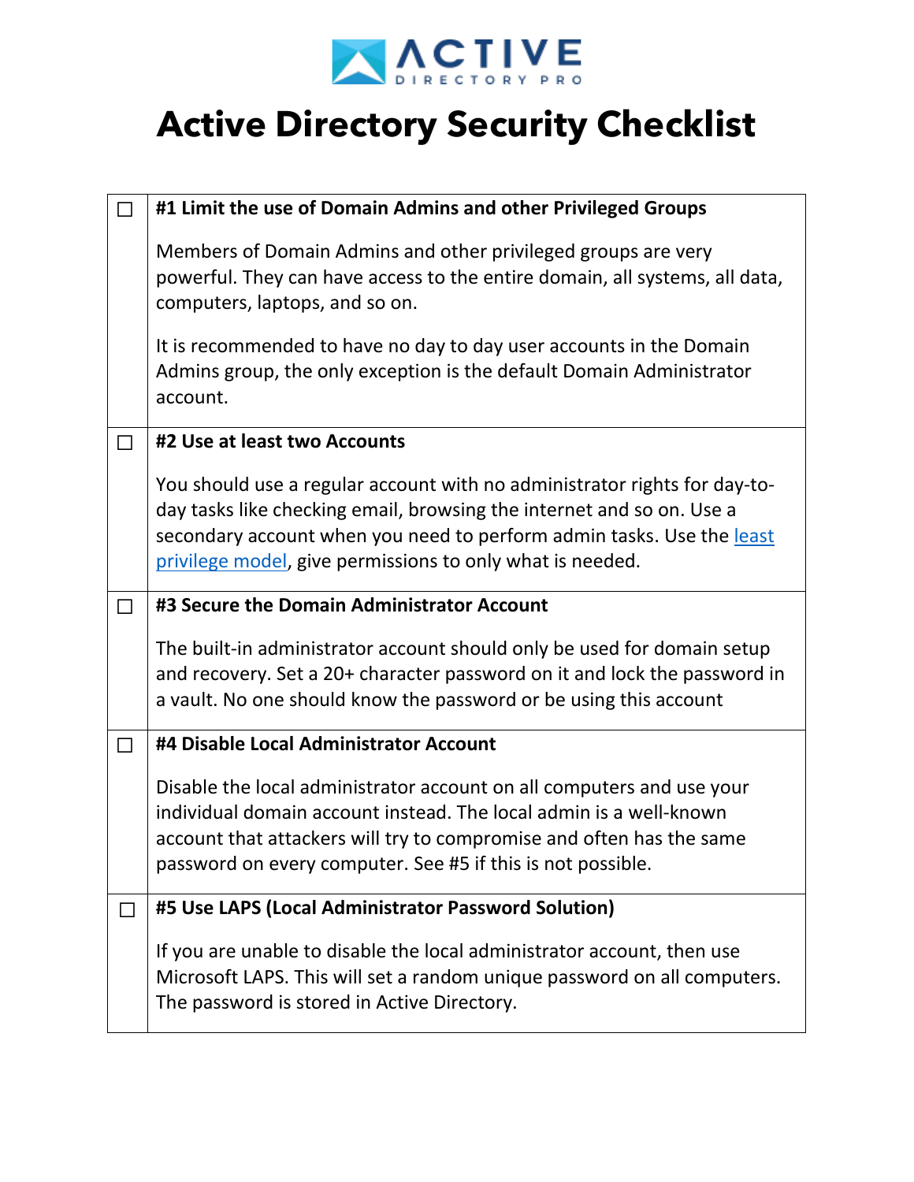ACTIVE DIRECTORY PRO

# Active Directory Security Checklist

| ☐ | **#1 Limit the use of Domain Admins and other Privileged Groups**<br><br>Members of Domain Admins and other privileged groups are very powerful. They can have access to the entire domain, all systems, all data, computers, laptops, and so on.<br><br>It is recommended to have no day to day user accounts in the Domain Admins group, the only exception is the default Domain Administrator account. |
|---|---|
| ☐ | **#2 Use at least two Accounts**<br><br>You should use a regular account with no administrator rights for day-to-day tasks like checking email, browsing the internet and so on. Use a secondary account when you need to perform admin tasks. Use the least privilege model, give permissions to only what is needed. |
| ☐ | **#3 Secure the Domain Administrator Account**<br><br>The built-in administrator account should only be used for domain setup and recovery. Set a 20+ character password on it and lock the password in a vault. No one should know the password or be using this account |
| ☐ | **#4 Disable Local Administrator Account**<br><br>Disable the local administrator account on all computers and use your individual domain account instead. The local admin is a well-known account that attackers will try to compromise and often has the same password on every computer. See #5 if this is not possible. |
| ☐ | **#5 Use LAPS (Local Administrator Password Solution)**<br><br>If you are unable to disable the local administrator account, then use Microsoft LAPS. This will set a random unique password on all computers. The password is stored in Active Directory. |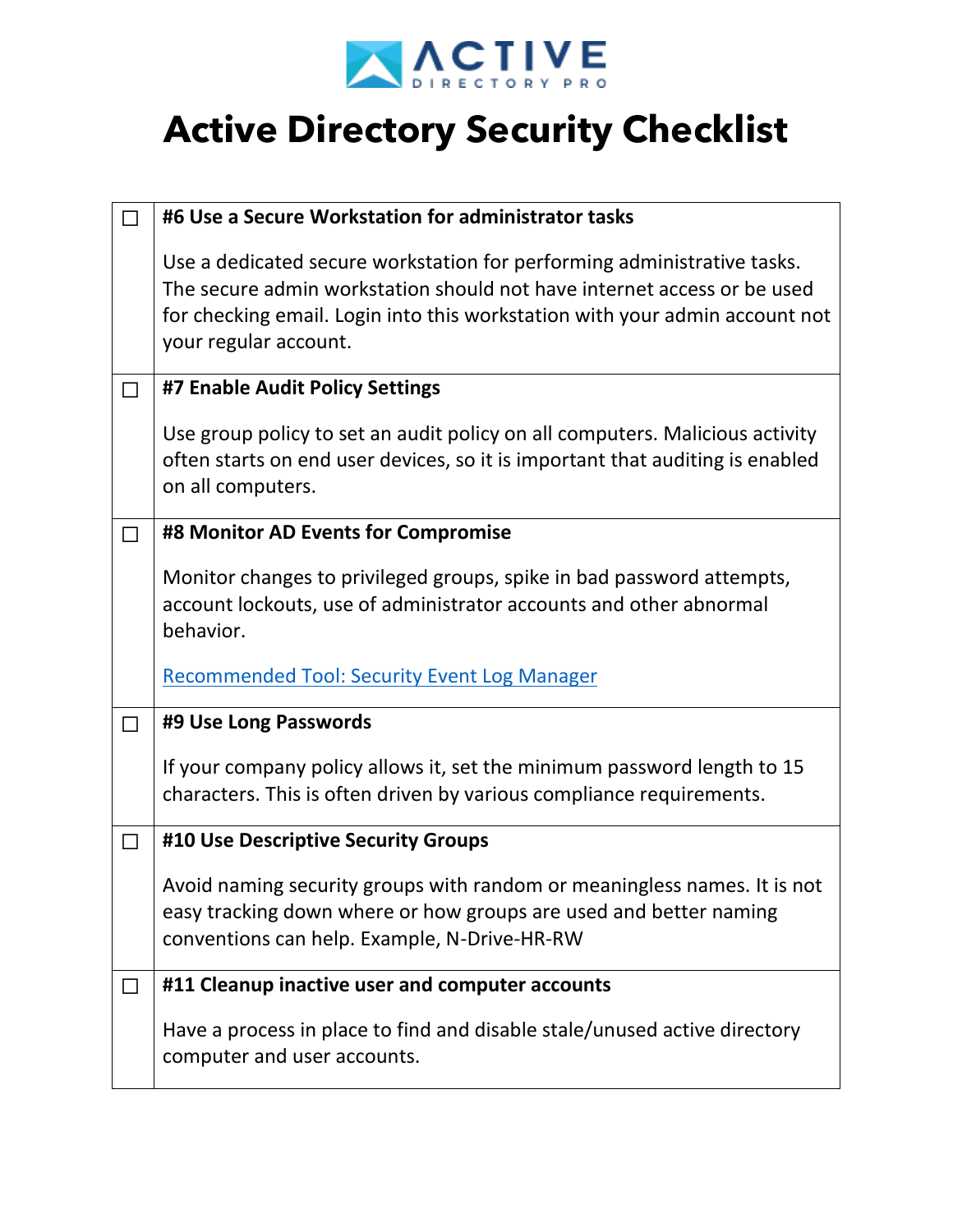# Active Directory Security Checklist

| ☐ | **#6 Use a Secure Workstation for administrator tasks**<br><br>Use a dedicated secure workstation for performing administrative tasks. The secure admin workstation should not have internet access or be used for checking email. Login into this workstation with your admin account not your regular account. |
|---|---|
| ☐ | **#7 Enable Audit Policy Settings**<br><br>Use group policy to set an audit policy on all computers. Malicious activity often starts on end user devices, so it is important that auditing is enabled on all computers. |
| ☐ | **#8 Monitor AD Events for Compromise**<br><br>Monitor changes to privileged groups, spike in bad password attempts, account lockouts, use of administrator accounts and other abnormal behavior.<br><br>Recommended Tool: Security Event Log Manager |
| ☐ | **#9 Use Long Passwords**<br><br>If your company policy allows it, set the minimum password length to 15 characters. This is often driven by various compliance requirements. |
| ☐ | **#10 Use Descriptive Security Groups**<br><br>Avoid naming security groups with random or meaningless names. It is not easy tracking down where or how groups are used and better naming conventions can help. Example, N-Drive-HR-RW |
| ☐ | **#11 Cleanup inactive user and computer accounts**<br><br>Have a process in place to find and disable stale/unused active directory computer and user accounts. |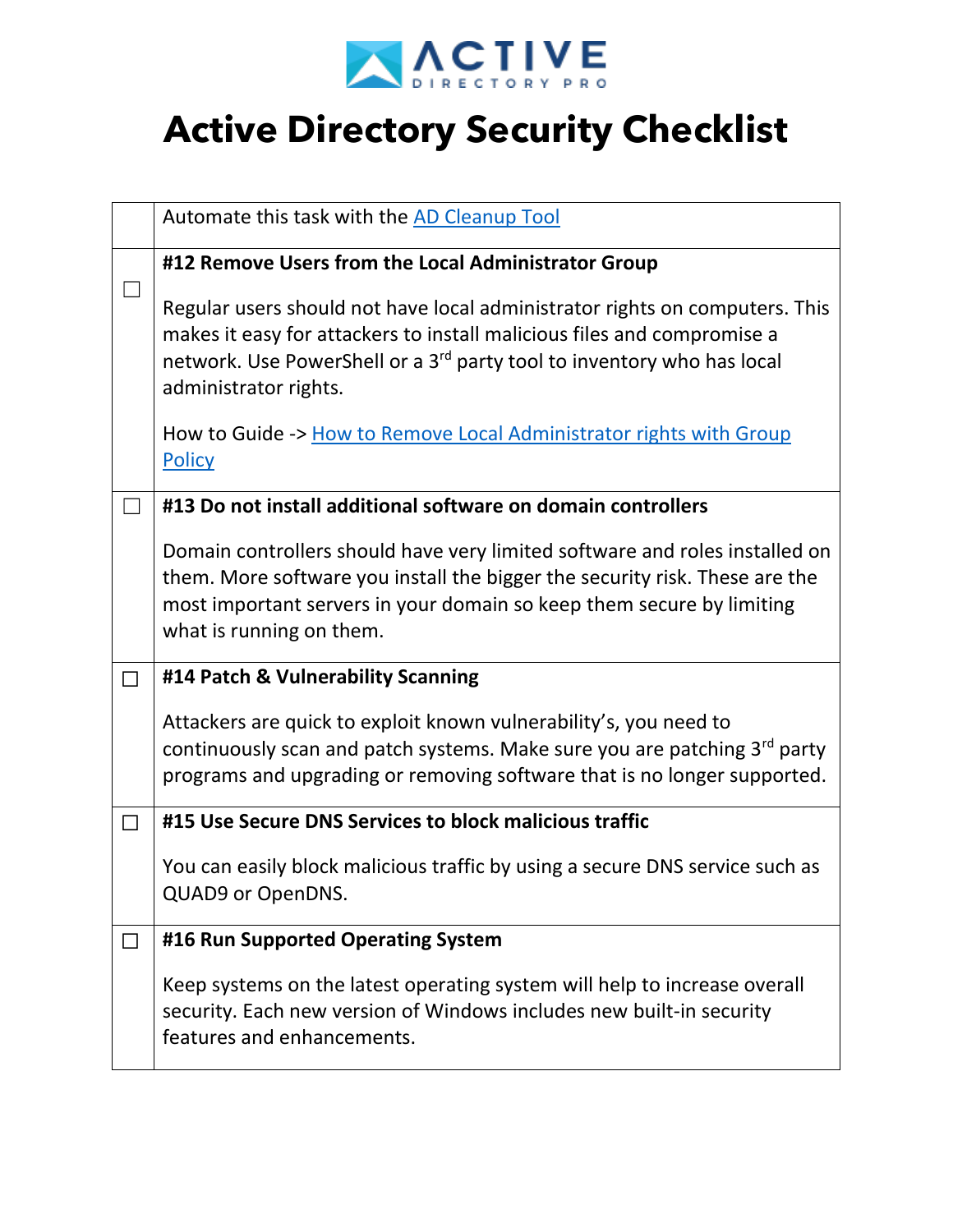# Active Directory Security Checklist

| | |
|---|---|
| | Automate this task with the AD Cleanup Tool |
| ☐ | **#12 Remove Users from the Local Administrator Group**<br><br>Regular users should not have local administrator rights on computers. This makes it easy for attackers to install malicious files and compromise a network. Use PowerShell or a 3rd party tool to inventory who has local administrator rights.<br><br>How to Guide -> How to Remove Local Administrator rights with Group Policy |
| ☐ | **#13 Do not install additional software on domain controllers**<br><br>Domain controllers should have very limited software and roles installed on them. More software you install the bigger the security risk. These are the most important servers in your domain so keep them secure by limiting what is running on them. |
| ☐ | **#14 Patch & Vulnerability Scanning**<br><br>Attackers are quick to exploit known vulnerability's, you need to continuously scan and patch systems. Make sure you are patching 3rd party programs and upgrading or removing software that is no longer supported. |
| ☐ | **#15 Use Secure DNS Services to block malicious traffic**<br><br>You can easily block malicious traffic by using a secure DNS service such as QUAD9 or OpenDNS. |
| ☐ | **#16 Run Supported Operating System**<br><br>Keep systems on the latest operating system will help to increase overall security. Each new version of Windows includes new built-in security features and enhancements. |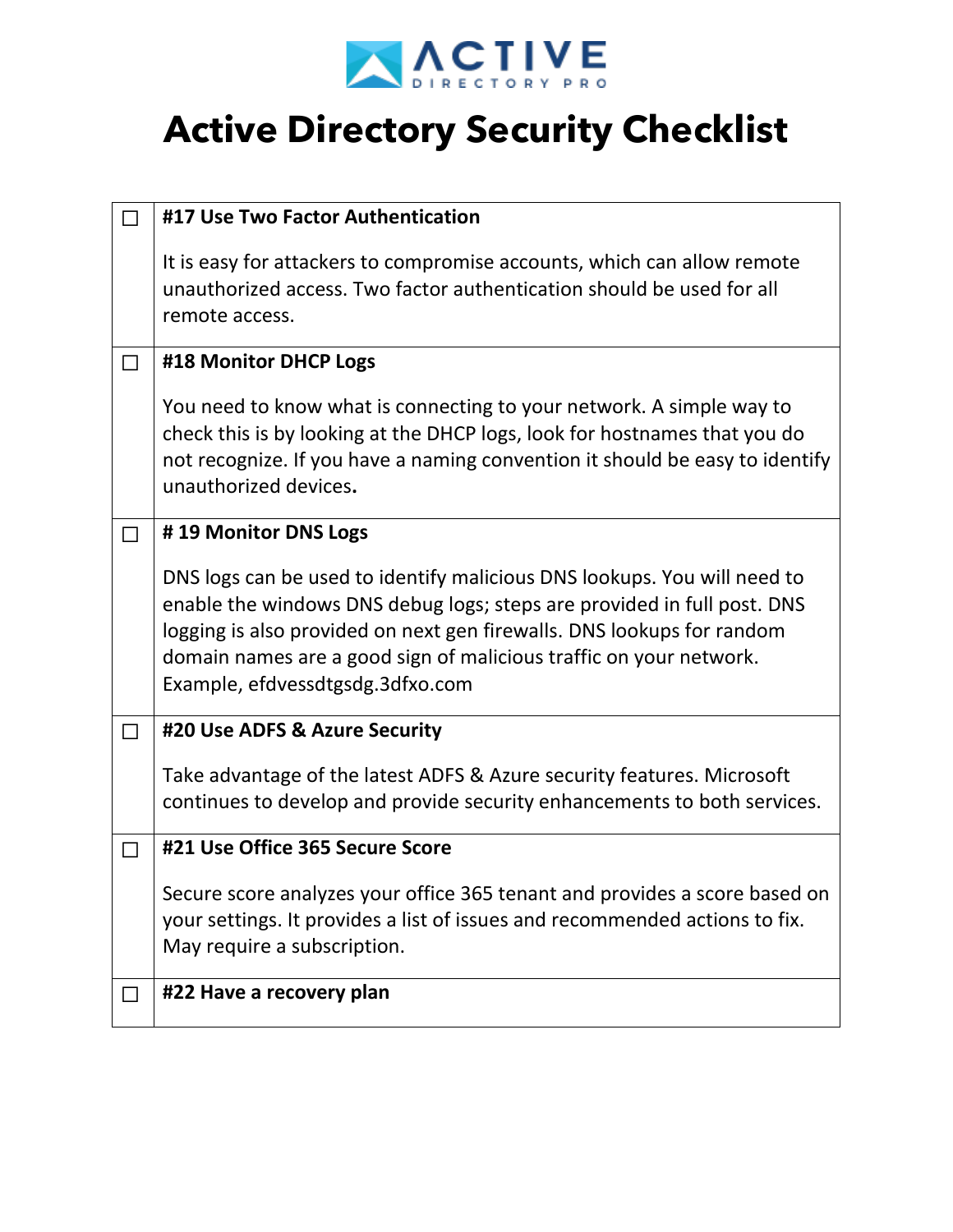# Active Directory Security Checklist

| ☐ | Item |
|---|---|
| ☐ | **#17 Use Two Factor Authentication**<br><br>It is easy for attackers to compromise accounts, which can allow remote unauthorized access. Two factor authentication should be used for all remote access. |
| ☐ | **#18 Monitor DHCP Logs**<br><br>You need to know what is connecting to your network. A simple way to check this is by looking at the DHCP logs, look for hostnames that you do not recognize. If you have a naming convention it should be easy to identify unauthorized devices**.** |
| ☐ | **# 19 Monitor DNS Logs**<br><br>DNS logs can be used to identify malicious DNS lookups. You will need to enable the windows DNS debug logs; steps are provided in full post. DNS logging is also provided on next gen firewalls. DNS lookups for random domain names are a good sign of malicious traffic on your network. Example, efdvessdtgsdg.3dfxo.com |
| ☐ | **#20 Use ADFS & Azure Security**<br><br>Take advantage of the latest ADFS & Azure security features. Microsoft continues to develop and provide security enhancements to both services. |
| ☐ | **#21 Use Office 365 Secure Score**<br><br>Secure score analyzes your office 365 tenant and provides a score based on your settings. It provides a list of issues and recommended actions to fix. May require a subscription. |
| ☐ | **#22 Have a recovery plan** |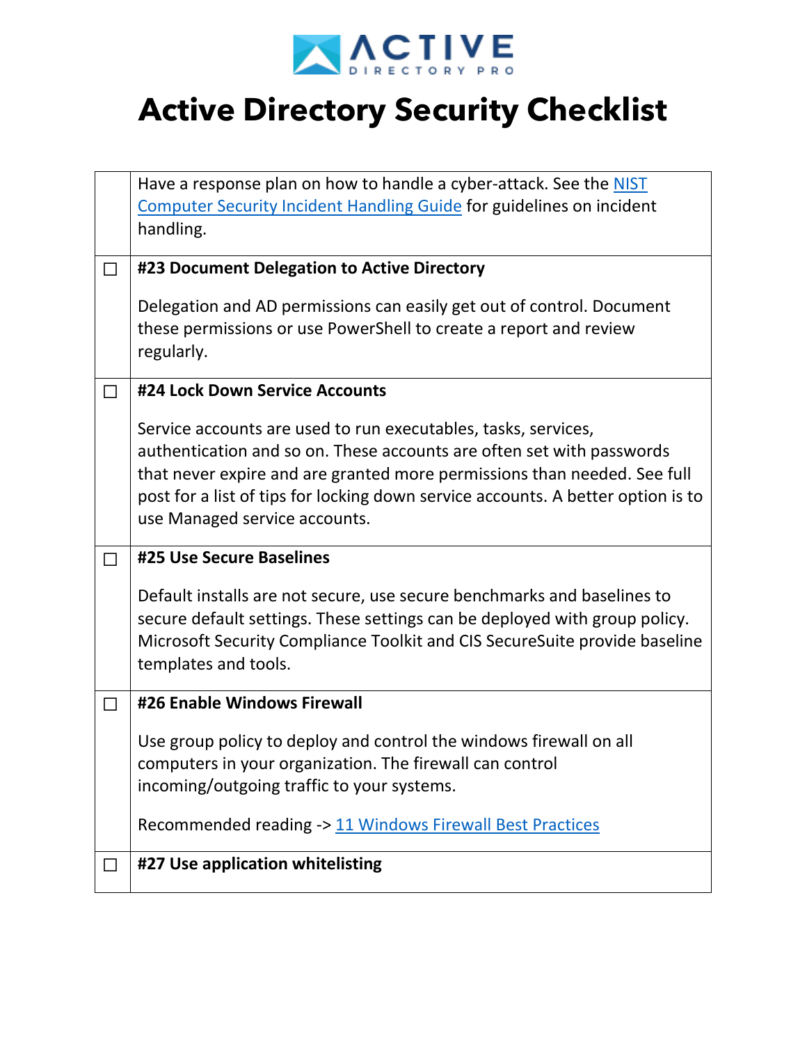# Active Directory Security Checklist

| | |
|---|---|
| | Have a response plan on how to handle a cyber-attack. See the [NIST Computer Security Incident Handling Guide]() for guidelines on incident handling. |
| ☐ | **#23 Document Delegation to Active Directory**<br><br>Delegation and AD permissions can easily get out of control. Document these permissions or use PowerShell to create a report and review regularly. |
| ☐ | **#24 Lock Down Service Accounts**<br><br>Service accounts are used to run executables, tasks, services, authentication and so on. These accounts are often set with passwords that never expire and are granted more permissions than needed. See full post for a list of tips for locking down service accounts. A better option is to use Managed service accounts. |
| ☐ | **#25 Use Secure Baselines**<br><br>Default installs are not secure, use secure benchmarks and baselines to secure default settings. These settings can be deployed with group policy. Microsoft Security Compliance Toolkit and CIS SecureSuite provide baseline templates and tools. |
| ☐ | **#26 Enable Windows Firewall**<br><br>Use group policy to deploy and control the windows firewall on all computers in your organization. The firewall can control incoming/outgoing traffic to your systems.<br><br>Recommended reading -> [11 Windows Firewall Best Practices]() |
| ☐ | **#27 Use application whitelisting** |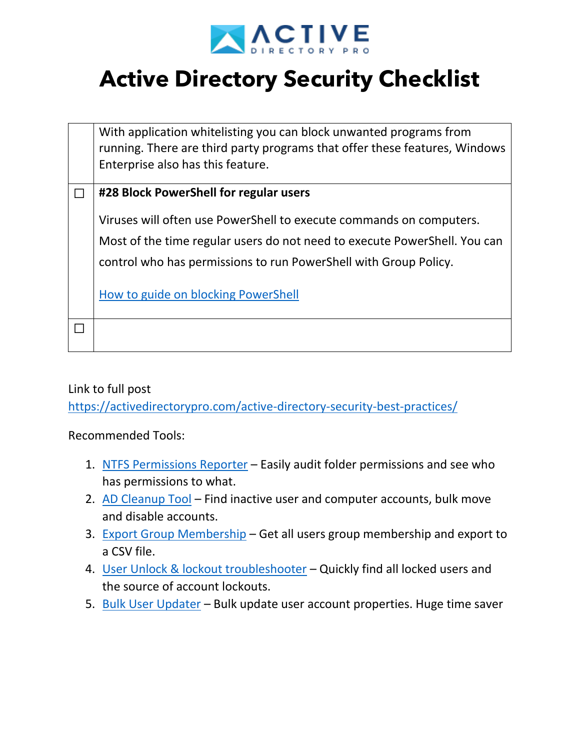# Active Directory Security Checklist

| | |
|---|---|
| | With application whitelisting you can block unwanted programs from running. There are third party programs that offer these features, Windows Enterprise also has this feature. |
| ☐ | **#28 Block PowerShell for regular users**<br><br>Viruses will often use PowerShell to execute commands on computers. Most of the time regular users do not need to execute PowerShell. You can control who has permissions to run PowerShell with Group Policy.<br><br>[How to guide on blocking PowerShell]() |
| ☐ | |

Link to full post
https://activedirectorypro.com/active-directory-security-best-practices/

Recommended Tools:

1. [NTFS Permissions Reporter]() – Easily audit folder permissions and see who has permissions to what.
2. [AD Cleanup Tool]() – Find inactive user and computer accounts, bulk move and disable accounts.
3. [Export Group Membership]() – Get all users group membership and export to a CSV file.
4. [User Unlock & lockout troubleshooter]() – Quickly find all locked users and the source of account lockouts.
5. [Bulk User Updater]() – Bulk update user account properties. Huge time saver